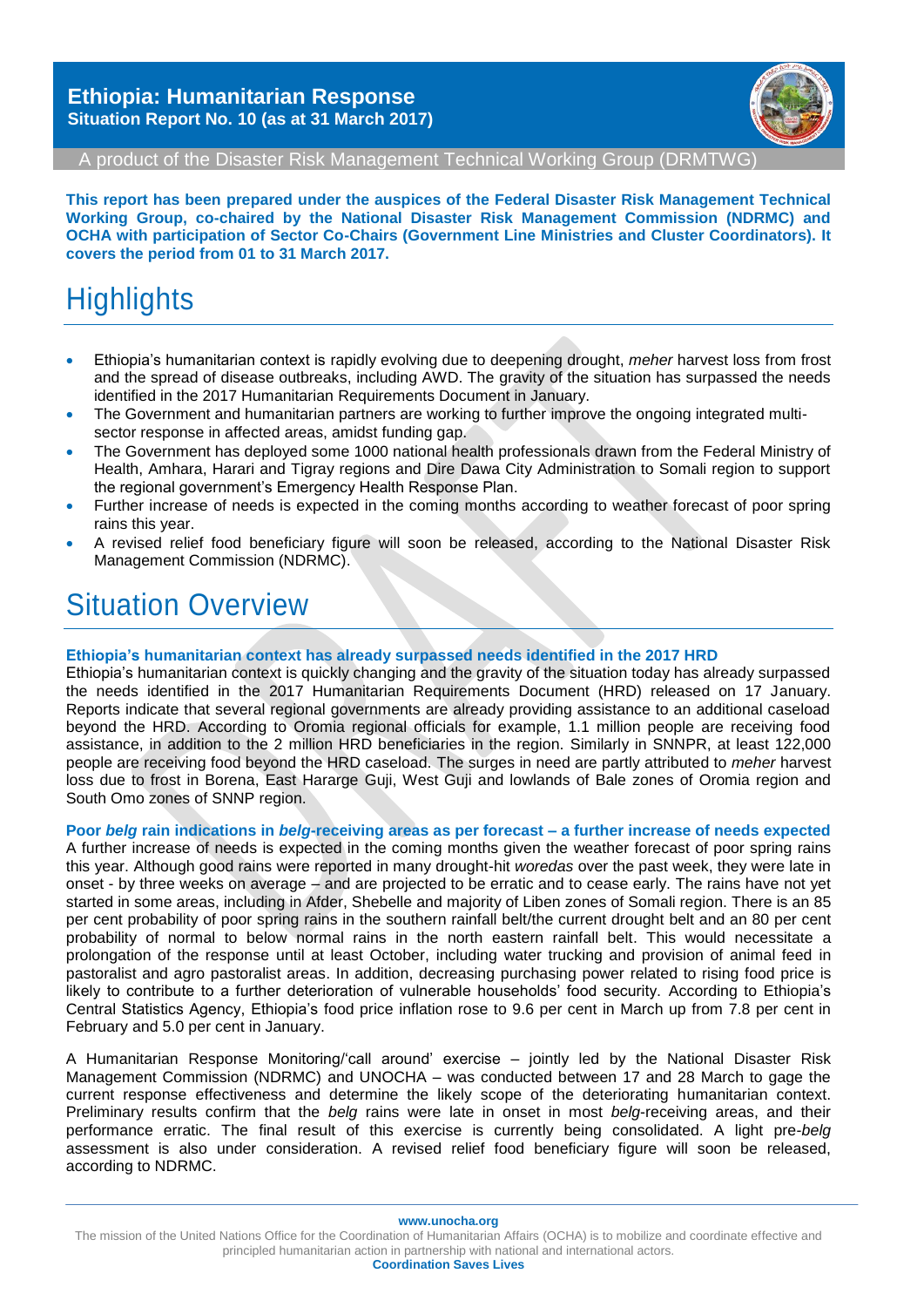# Ethiopia: Humanitarian Response

**Situation Report No. 10 (as at 31 March 2017)**

A product of the Disaster Risk Management Technical Working Group (DRMTWG)

**This report has been prepared under the auspices of the Federal Disaster Risk Management Technical Working Group, co-chaired by the National Disaster Risk Management Commission (NDRMC) and OCHA with participation of Sector Co-Chairs (Government Line Ministries and Cluster Coordinators). It covers the period from 01 to 31 March 2017.**

## Highlights

- Ethiopia's humanitarian context is rapidly evolving due to deepening drought, *meher* harvest loss from frost and the spread of disease outbreaks, including AWD. The gravity of the situation has surpassed the needs identified in the 2017 Humanitarian Requirements Document in January.
- The Government and humanitarian partners are working to further improve the ongoing integrated multi-sector response in affected areas, amidst funding gap.
- The Government has deployed some 1000 national health professionals drawn from the Federal Ministry of Health, Amhara, Harari and Tigray regions and Dire Dawa City Administration to Somali region to support the regional government's Emergency Health Response Plan.
- Further increase of needs is expected in the coming months according to weather forecast of poor spring rains this year.
- A revised relief food beneficiary figure will soon be released, according to the National Disaster Risk Management Commission (NDRMC).

## Situation Overview

### Ethiopia's humanitarian context has already surpassed needs identified in the 2017 HRD

Ethiopia's humanitarian context is quickly changing and the gravity of the situation today has already surpassed the needs identified in the 2017 Humanitarian Requirements Document (HRD) released on 17 January. Reports indicate that several regional governments are already providing assistance to an additional caseload beyond the HRD. According to Oromia regional officials for example, 1.1 million people are receiving food assistance, in addition to the 2 million HRD beneficiaries in the region. Similarly in SNNPR, at least 122,000 people are receiving food beyond the HRD caseload. The surges in need are partly attributed to *meher* harvest loss due to frost in Borena, East Hararge Guji, West Guji and lowlands of Bale zones of Oromia region and South Omo zones of SNNP region.

### Poor *belg* rain indications in *belg*-receiving areas as per forecast – a further increase of needs expected

A further increase of needs is expected in the coming months given the weather forecast of poor spring rains this year. Although good rains were reported in many drought-hit *woredas* over the past week, they were late in onset - by three weeks on average – and are projected to be erratic and to cease early. The rains have not yet started in some areas, including in Afder, Shebelle and majority of Liben zones of Somali region. There is an 85 per cent probability of poor spring rains in the southern rainfall belt/the current drought belt and an 80 per cent probability of normal to below normal rains in the north eastern rainfall belt. This would necessitate a prolongation of the response until at least October, including water trucking and provision of animal feed in pastoralist and agro pastoralist areas. In addition, decreasing purchasing power related to rising food price is likely to contribute to a further deterioration of vulnerable households' food security. According to Ethiopia's Central Statistics Agency, Ethiopia's food price inflation rose to 9.6 per cent in March up from 7.8 per cent in February and 5.0 per cent in January.

A Humanitarian Response Monitoring/'call around' exercise – jointly led by the National Disaster Risk Management Commission (NDRMC) and UNOCHA – was conducted between 17 and 28 March to gage the current response effectiveness and determine the likely scope of the deteriorating humanitarian context. Preliminary results confirm that the *belg* rains were late in onset in most *belg*-receiving areas, and their performance erratic. The final result of this exercise is currently being consolidated. A light pre-*belg* assessment is also under consideration. A revised relief food beneficiary figure will soon be released, according to NDRMC.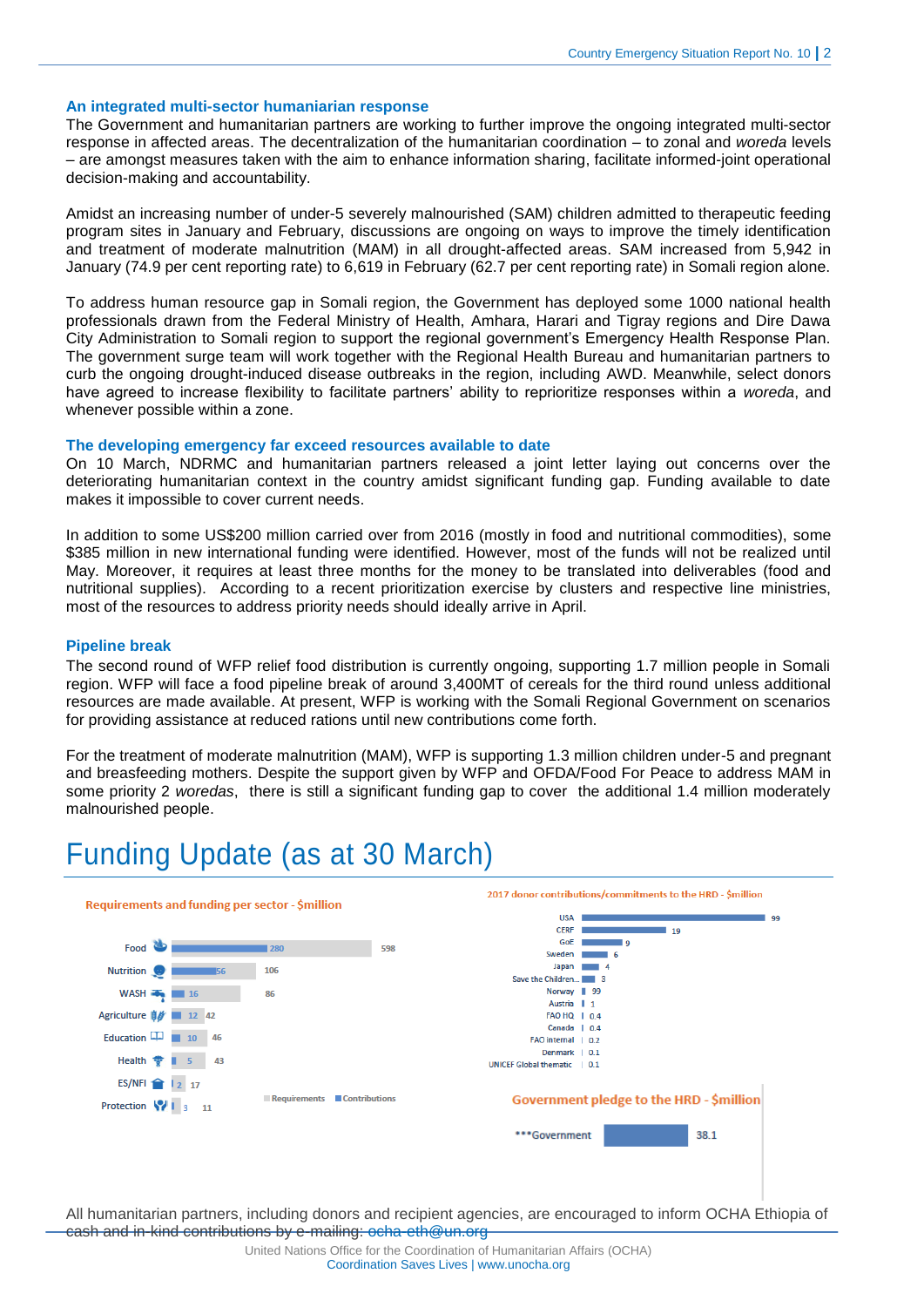### An integrated multi-sector humanitarian response

The Government and humanitarian partners are working to further improve the ongoing integrated multi-sector response in affected areas. The decentralization of the humanitarian coordination – to zonal and *woreda* levels – are amongst measures taken with the aim to enhance information sharing, facilitate informed-joint operational decision-making and accountability.

Amidst an increasing number of under-5 severely malnourished (SAM) children admitted to therapeutic feeding program sites in January and February, discussions are ongoing on ways to improve the timely identification and treatment of moderate malnutrition (MAM) in all drought-affected areas. SAM increased from 5,942 in January (74.9 per cent reporting rate) to 6,619 in February (62.7 per cent reporting rate) in Somali region alone.

To address human resource gap in Somali region, the Government has deployed some 1000 national health professionals drawn from the Federal Ministry of Health, Amhara, Harari and Tigray regions and Dire Dawa City Administration to Somali region to support the regional government's Emergency Health Response Plan. The government surge team will work together with the Regional Health Bureau and humanitarian partners to curb the ongoing drought-induced disease outbreaks in the region, including AWD. Meanwhile, select donors have agreed to increase flexibility to facilitate partners' ability to reprioritize responses within a *woreda*, and whenever possible within a zone.

### The developing emergency far exceed resources available to date

On 10 March, NDRMC and humanitarian partners released a joint letter laying out concerns over the deteriorating humanitarian context in the country amidst significant funding gap. Funding available to date makes it impossible to cover current needs.

In addition to some US$200 million carried over from 2016 (mostly in food and nutritional commodities), some $385 million in new international funding were identified. However, most of the funds will not be realized until May. Moreover, it requires at least three months for the money to be translated into deliverables (food and nutritional supplies). According to a recent prioritization exercise by clusters and respective line ministries, most of the resources to address priority needs should ideally arrive in April.

### Pipeline break

The second round of WFP relief food distribution is currently ongoing, supporting 1.7 million people in Somali region. WFP will face a food pipeline break of around 3,400MT of cereals for the third round unless additional resources are made available. At present, WFP is working with the Somali Regional Government on scenarios for providing assistance at reduced rations until new contributions come forth.

For the treatment of moderate malnutrition (MAM), WFP is supporting 1.3 million children under-5 and pregnant and breastfeeding mothers. Despite the support given by WFP and OFDA/Food For Peace to address MAM in some priority 2 *woredas*, there is still a significant funding gap to cover the additional 1.4 million moderately malnourished people.

# Funding Update (as at 30 March)

**Requirements and funding per sector - $million**

| Sector | Contributions | Requirements |
|---|---|---|
| Food | 280 | 598 |
| Nutrition | 56 | 106 |
| WASH | 16 | 86 |
| Agriculture | 12 | 42 |
| Education | 10 | 46 |
| Health | 5 | 43 |
| ES/NFI | 2 | 17 |
| Protection | 3 | 11 |

**2017 donor contributions/commitments to the HRD - $million**

| Donor | $million |
|---|---|
| USA | 99 |
| CERF | 19 |
| GoE | 9 |
| Sweden | 6 |
| Japan | 4 |
| Save the Children... | 3 |
| Norway | 99 |
| Austria | 1 |
| FAO HQ | 0.4 |
| Canada | 0.4 |
| FAO internal | 0.2 |
| Denmark | 0.1 |
| UNICEF Global thematic | 0.1 |

**Government pledge to the HRD - $million**

| | $million |
|---|---|
| ***Government | 38.1 |

All humanitarian partners, including donors and recipient agencies, are encouraged to inform OCHA Ethiopia of cash and in-kind contributions by e-mailing: ocha-eth@un.org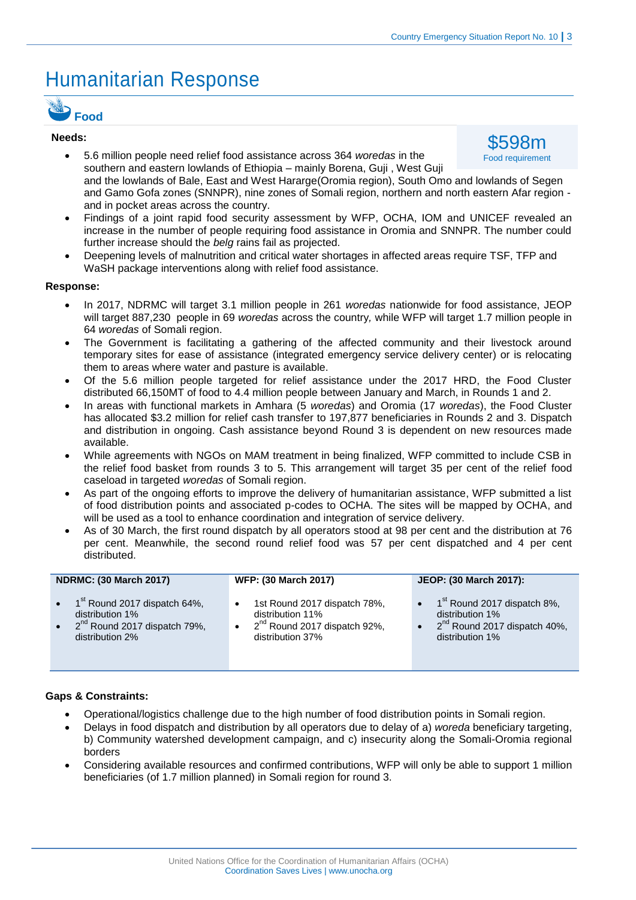# Humanitarian Response

## Food

**Needs:**

$598m
Food requirement

- 5.6 million people need relief food assistance across 364 *woredas* in the southern and eastern lowlands of Ethiopia – mainly Borena, Guji , West Guji and the lowlands of Bale, East and West Hararge(Oromia region), South Omo and lowlands of Segen and Gamo Gofa zones (SNNPR), nine zones of Somali region, northern and north eastern Afar region - and in pocket areas across the country.
- Findings of a joint rapid food security assessment by WFP, OCHA, IOM and UNICEF revealed an increase in the number of people requiring food assistance in Oromia and SNNPR. The number could further increase should the *belg* rains fail as projected.
- Deepening levels of malnutrition and critical water shortages in affected areas require TSF, TFP and WaSH package interventions along with relief food assistance.

**Response:**

- In 2017, NDRMC will target 3.1 million people in 261 *woredas* nationwide for food assistance, JEOP will target 887,230 people in 69 *woredas* across the country, while WFP will target 1.7 million people in 64 *woredas* of Somali region.
- The Government is facilitating a gathering of the affected community and their livestock around temporary sites for ease of assistance (integrated emergency service delivery center) or is relocating them to areas where water and pasture is available.
- Of the 5.6 million people targeted for relief assistance under the 2017 HRD, the Food Cluster distributed 66,150MT of food to 4.4 million people between January and March, in Rounds 1 and 2.
- In areas with functional markets in Amhara (5 *woredas*) and Oromia (17 *woredas*), the Food Cluster has allocated $3.2 million for relief cash transfer to 197,877 beneficiaries in Rounds 2 and 3. Dispatch and distribution in ongoing. Cash assistance beyond Round 3 is dependent on new resources made available.
- While agreements with NGOs on MAM treatment in being finalized, WFP committed to include CSB in the relief food basket from rounds 3 to 5. This arrangement will target 35 per cent of the relief food caseload in targeted *woredas* of Somali region.
- As part of the ongoing efforts to improve the delivery of humanitarian assistance, WFP submitted a list of food distribution points and associated p-codes to OCHA. The sites will be mapped by OCHA, and will be used as a tool to enhance coordination and integration of service delivery.
- As of 30 March, the first round dispatch by all operators stood at 98 per cent and the distribution at 76 per cent. Meanwhile, the second round relief food was 57 per cent dispatched and 4 per cent distributed.

| NDRMC: (30 March 2017) | WFP: (30 March 2017) | JEOP: (30 March 2017): |
|---|---|---|
| • 1st Round 2017 dispatch 64%, distribution 1%<br>• 2nd Round 2017 dispatch 79%, distribution 2% | • 1st Round 2017 dispatch 78%, distribution 11%<br>• 2nd Round 2017 dispatch 92%, distribution 37% | • 1st Round 2017 dispatch 8%, distribution 1%<br>• 2nd Round 2017 dispatch 40%, distribution 1% |

**Gaps & Constraints:**

- Operational/logistics challenge due to the high number of food distribution points in Somali region.
- Delays in food dispatch and distribution by all operators due to delay of a) *woreda* beneficiary targeting, b) Community watershed development campaign, and c) insecurity along the Somali-Oromia regional borders
- Considering available resources and confirmed contributions, WFP will only be able to support 1 million beneficiaries (of 1.7 million planned) in Somali region for round 3.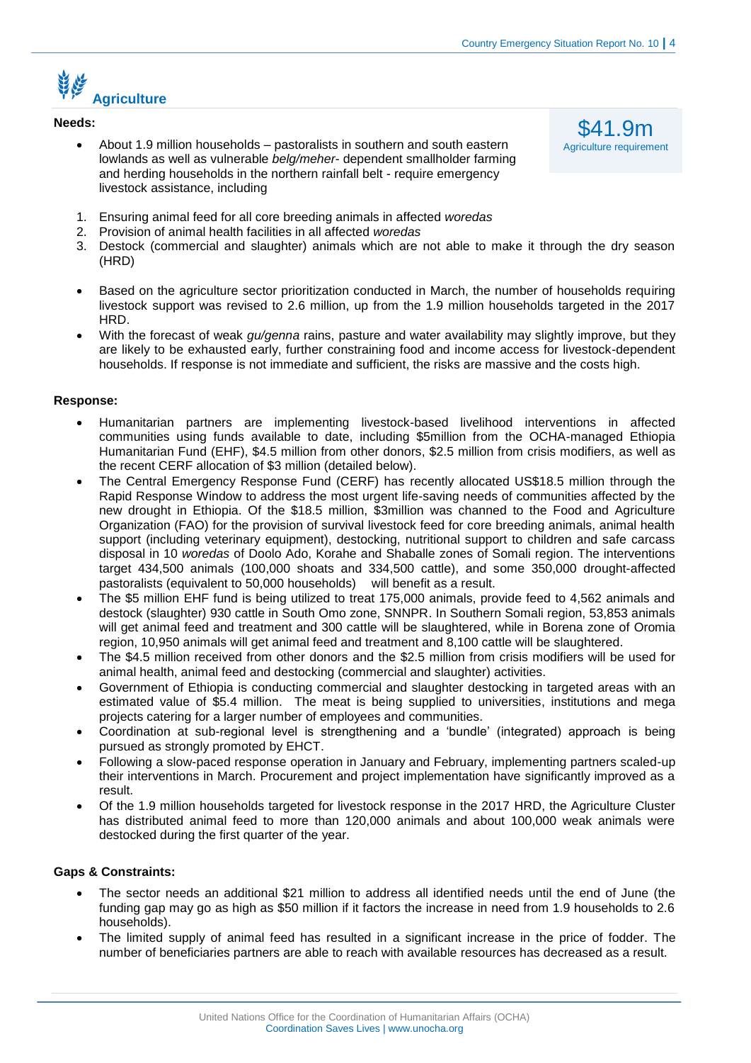## Agriculture

**Needs:**

$41.9m
Agriculture requirement

- About 1.9 million households – pastoralists in southern and south eastern lowlands as well as vulnerable *belg/meher*- dependent smallholder farming and herding households in the northern rainfall belt - require emergency livestock assistance, including

1. Ensuring animal feed for all core breeding animals in affected *woredas*
2. Provision of animal health facilities in all affected *woredas*
3. Destock (commercial and slaughter) animals which are not able to make it through the dry season (HRD)

- Based on the agriculture sector prioritization conducted in March, the number of households requiring livestock support was revised to 2.6 million, up from the 1.9 million households targeted in the 2017 HRD.
- With the forecast of weak *gu/genna* rains, pasture and water availability may slightly improve, but they are likely to be exhausted early, further constraining food and income access for livestock-dependent households. If response is not immediate and sufficient, the risks are massive and the costs high.

**Response:**

- Humanitarian partners are implementing livestock-based livelihood interventions in affected communities using funds available to date, including $5million from the OCHA-managed Ethiopia Humanitarian Fund (EHF), $4.5 million from other donors, $2.5 million from crisis modifiers, as well as the recent CERF allocation of $3 million (detailed below).
- The Central Emergency Response Fund (CERF) has recently allocated US$18.5 million through the Rapid Response Window to address the most urgent life-saving needs of communities affected by the new drought in Ethiopia. Of the $18.5 million, $3million was channed to the Food and Agriculture Organization (FAO) for the provision of survival livestock feed for core breeding animals, animal health support (including veterinary equipment), destocking, nutritional support to children and safe carcass disposal in 10 *woredas* of Doolo Ado, Korahe and Shaballe zones of Somali region. The interventions target 434,500 animals (100,000 shoats and 334,500 cattle), and some 350,000 drought-affected pastoralists (equivalent to 50,000 households) will benefit as a result.
- The $5 million EHF fund is being utilized to treat 175,000 animals, provide feed to 4,562 animals and destock (slaughter) 930 cattle in South Omo zone, SNNPR. In Southern Somali region, 53,853 animals will get animal feed and treatment and 300 cattle will be slaughtered, while in Borena zone of Oromia region, 10,950 animals will get animal feed and treatment and 8,100 cattle will be slaughtered.
- The $4.5 million received from other donors and the $2.5 million from crisis modifiers will be used for animal health, animal feed and destocking (commercial and slaughter) activities.
- Government of Ethiopia is conducting commercial and slaughter destocking in targeted areas with an estimated value of $5.4 million. The meat is being supplied to universities, institutions and mega projects catering for a larger number of employees and communities.
- Coordination at sub-regional level is strengthening and a 'bundle' (integrated) approach is being pursued as strongly promoted by EHCT.
- Following a slow-paced response operation in January and February, implementing partners scaled-up their interventions in March. Procurement and project implementation have significantly improved as a result.
- Of the 1.9 million households targeted for livestock response in the 2017 HRD, the Agriculture Cluster has distributed animal feed to more than 120,000 animals and about 100,000 weak animals were destocked during the first quarter of the year.

**Gaps & Constraints:**

- The sector needs an additional $21 million to address all identified needs until the end of June (the funding gap may go as high as $50 million if it factors the increase in need from 1.9 households to 2.6 households).
- The limited supply of animal feed has resulted in a significant increase in the price of fodder. The number of beneficiaries partners are able to reach with available resources has decreased as a result.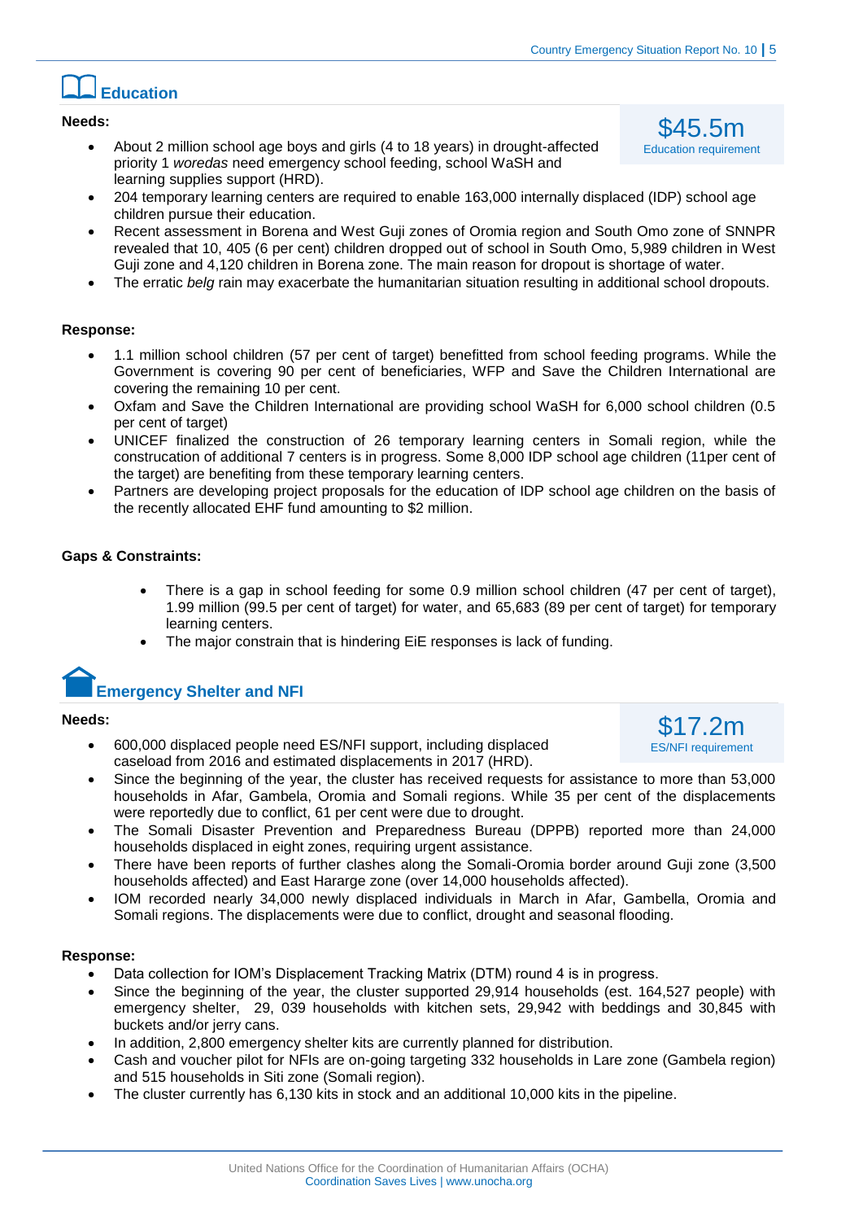## Education

**Needs:**

$45.5m
Education requirement

- About 2 million school age boys and girls (4 to 18 years) in drought-affected priority 1 *woredas* need emergency school feeding, school WaSH and learning supplies support (HRD).
- 204 temporary learning centers are required to enable 163,000 internally displaced (IDP) school age children pursue their education.
- Recent assessment in Borena and West Guji zones of Oromia region and South Omo zone of SNNPR revealed that 10, 405 (6 per cent) children dropped out of school in South Omo, 5,989 children in West Guji zone and 4,120 children in Borena zone. The main reason for dropout is shortage of water.
- The erratic *belg* rain may exacerbate the humanitarian situation resulting in additional school dropouts.

**Response:**

- 1.1 million school children (57 per cent of target) benefitted from school feeding programs. While the Government is covering 90 per cent of beneficiaries, WFP and Save the Children International are covering the remaining 10 per cent.
- Oxfam and Save the Children International are providing school WaSH for 6,000 school children (0.5 per cent of target)
- UNICEF finalized the construction of 26 temporary learning centers in Somali region, while the construcation of additional 7 centers is in progress. Some 8,000 IDP school age children (11per cent of the target) are benefiting from these temporary learning centers.
- Partners are developing project proposals for the education of IDP school age children on the basis of the recently allocated EHF fund amounting to $2 million.

**Gaps & Constraints:**

- There is a gap in school feeding for some 0.9 million school children (47 per cent of target), 1.99 million (99.5 per cent of target) for water, and 65,683 (89 per cent of target) for temporary learning centers.
- The major constrain that is hindering EiE responses is lack of funding.

## Emergency Shelter and NFI

**Needs:**

$17.2m
ES/NFI requirement

- 600,000 displaced people need ES/NFI support, including displaced caseload from 2016 and estimated displacements in 2017 (HRD).
- Since the beginning of the year, the cluster has received requests for assistance to more than 53,000 households in Afar, Gambela, Oromia and Somali regions. While 35 per cent of the displacements were reportedly due to conflict, 61 per cent were due to drought.
- The Somali Disaster Prevention and Preparedness Bureau (DPPB) reported more than 24,000 households displaced in eight zones, requiring urgent assistance.
- There have been reports of further clashes along the Somali-Oromia border around Guji zone (3,500 households affected) and East Hararge zone (over 14,000 households affected).
- IOM recorded nearly 34,000 newly displaced individuals in March in Afar, Gambella, Oromia and Somali regions. The displacements were due to conflict, drought and seasonal flooding.

**Response:**

- Data collection for IOM's Displacement Tracking Matrix (DTM) round 4 is in progress.
- Since the beginning of the year, the cluster supported 29,914 households (est. 164,527 people) with emergency shelter, 29, 039 households with kitchen sets, 29,942 with beddings and 30,845 with buckets and/or jerry cans.
- In addition, 2,800 emergency shelter kits are currently planned for distribution.
- Cash and voucher pilot for NFIs are on-going targeting 332 households in Lare zone (Gambela region) and 515 households in Siti zone (Somali region).
- The cluster currently has 6,130 kits in stock and an additional 10,000 kits in the pipeline.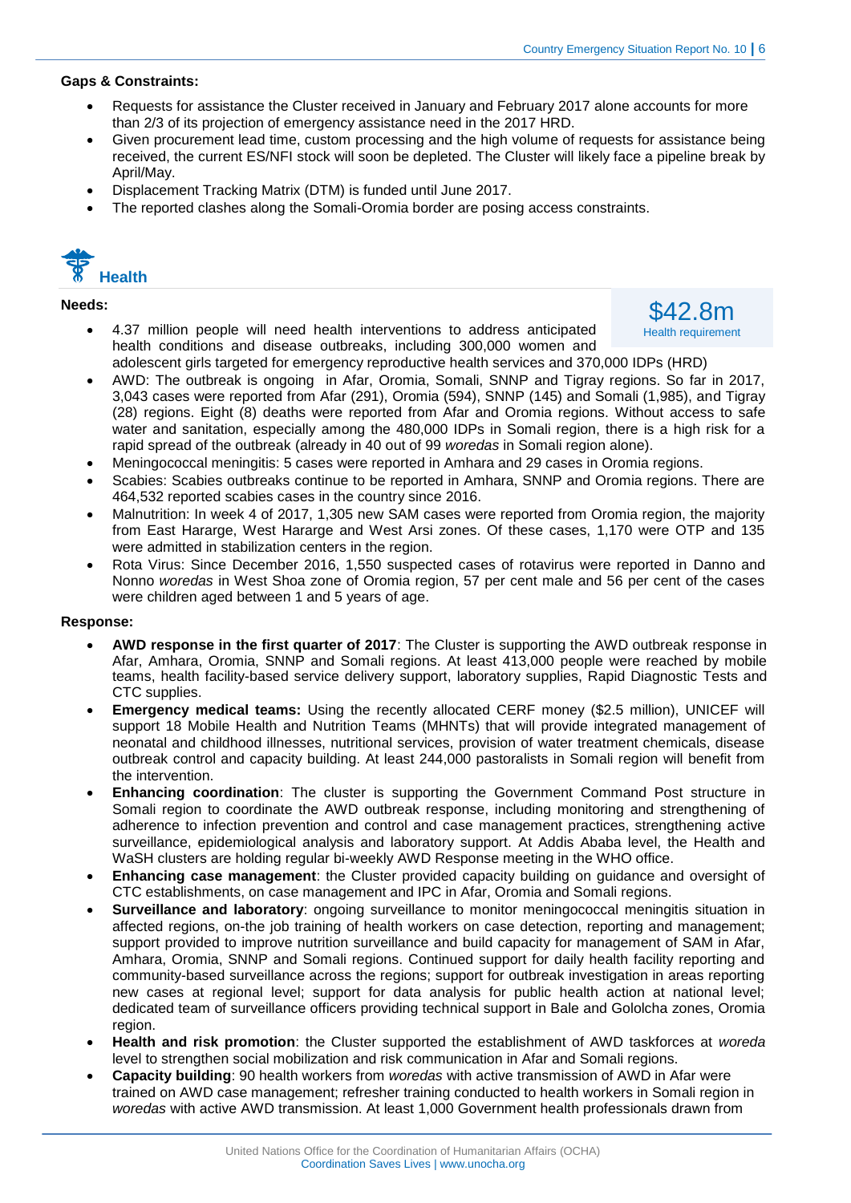**Gaps & Constraints:**

- Requests for assistance the Cluster received in January and February 2017 alone accounts for more than 2/3 of its projection of emergency assistance need in the 2017 HRD.
- Given procurement lead time, custom processing and the high volume of requests for assistance being received, the current ES/NFI stock will soon be depleted. The Cluster will likely face a pipeline break by April/May.
- Displacement Tracking Matrix (DTM) is funded until June 2017.
- The reported clashes along the Somali-Oromia border are posing access constraints.

## Health

**Needs:**

$42.8m
Health requirement

- 4.37 million people will need health interventions to address anticipated health conditions and disease outbreaks, including 300,000 women and adolescent girls targeted for emergency reproductive health services and 370,000 IDPs (HRD)
- AWD: The outbreak is ongoing in Afar, Oromia, Somali, SNNP and Tigray regions. So far in 2017, 3,043 cases were reported from Afar (291), Oromia (594), SNNP (145) and Somali (1,985), and Tigray (28) regions. Eight (8) deaths were reported from Afar and Oromia regions. Without access to safe water and sanitation, especially among the 480,000 IDPs in Somali region, there is a high risk for a rapid spread of the outbreak (already in 40 out of 99 *woredas* in Somali region alone).
- Meningococcal meningitis: 5 cases were reported in Amhara and 29 cases in Oromia regions.
- Scabies: Scabies outbreaks continue to be reported in Amhara, SNNP and Oromia regions. There are 464,532 reported scabies cases in the country since 2016.
- Malnutrition: In week 4 of 2017, 1,305 new SAM cases were reported from Oromia region, the majority from East Hararge, West Hararge and West Arsi zones. Of these cases, 1,170 were OTP and 135 were admitted in stabilization centers in the region.
- Rota Virus: Since December 2016, 1,550 suspected cases of rotavirus were reported in Danno and Nonno *woredas* in West Shoa zone of Oromia region, 57 per cent male and 56 per cent of the cases were children aged between 1 and 5 years of age.

**Response:**

- **AWD response in the first quarter of 2017**: The Cluster is supporting the AWD outbreak response in Afar, Amhara, Oromia, SNNP and Somali regions. At least 413,000 people were reached by mobile teams, health facility-based service delivery support, laboratory supplies, Rapid Diagnostic Tests and CTC supplies.
- **Emergency medical teams:** Using the recently allocated CERF money ($2.5 million), UNICEF will support 18 Mobile Health and Nutrition Teams (MHNTs) that will provide integrated management of neonatal and childhood illnesses, nutritional services, provision of water treatment chemicals, disease outbreak control and capacity building. At least 244,000 pastoralists in Somali region will benefit from the intervention.
- **Enhancing coordination**: The cluster is supporting the Government Command Post structure in Somali region to coordinate the AWD outbreak response, including monitoring and strengthening of adherence to infection prevention and control and case management practices, strengthening active surveillance, epidemiological analysis and laboratory support. At Addis Ababa level, the Health and WaSH clusters are holding regular bi-weekly AWD Response meeting in the WHO office.
- **Enhancing case management**: the Cluster provided capacity building on guidance and oversight of CTC establishments, on case management and IPC in Afar, Oromia and Somali regions.
- **Surveillance and laboratory**: ongoing surveillance to monitor meningococcal meningitis situation in affected regions, on-the job training of health workers on case detection, reporting and management; support provided to improve nutrition surveillance and build capacity for management of SAM in Afar, Amhara, Oromia, SNNP and Somali regions. Continued support for daily health facility reporting and community-based surveillance across the regions; support for outbreak investigation in areas reporting new cases at regional level; support for data analysis for public health action at national level; dedicated team of surveillance officers providing technical support in Bale and Gololcha zones, Oromia region.
- **Health and risk promotion**: the Cluster supported the establishment of AWD taskforces at *woreda* level to strengthen social mobilization and risk communication in Afar and Somali regions.
- **Capacity building**: 90 health workers from *woredas* with active transmission of AWD in Afar were trained on AWD case management; refresher training conducted to health workers in Somali region in *woredas* with active AWD transmission. At least 1,000 Government health professionals drawn from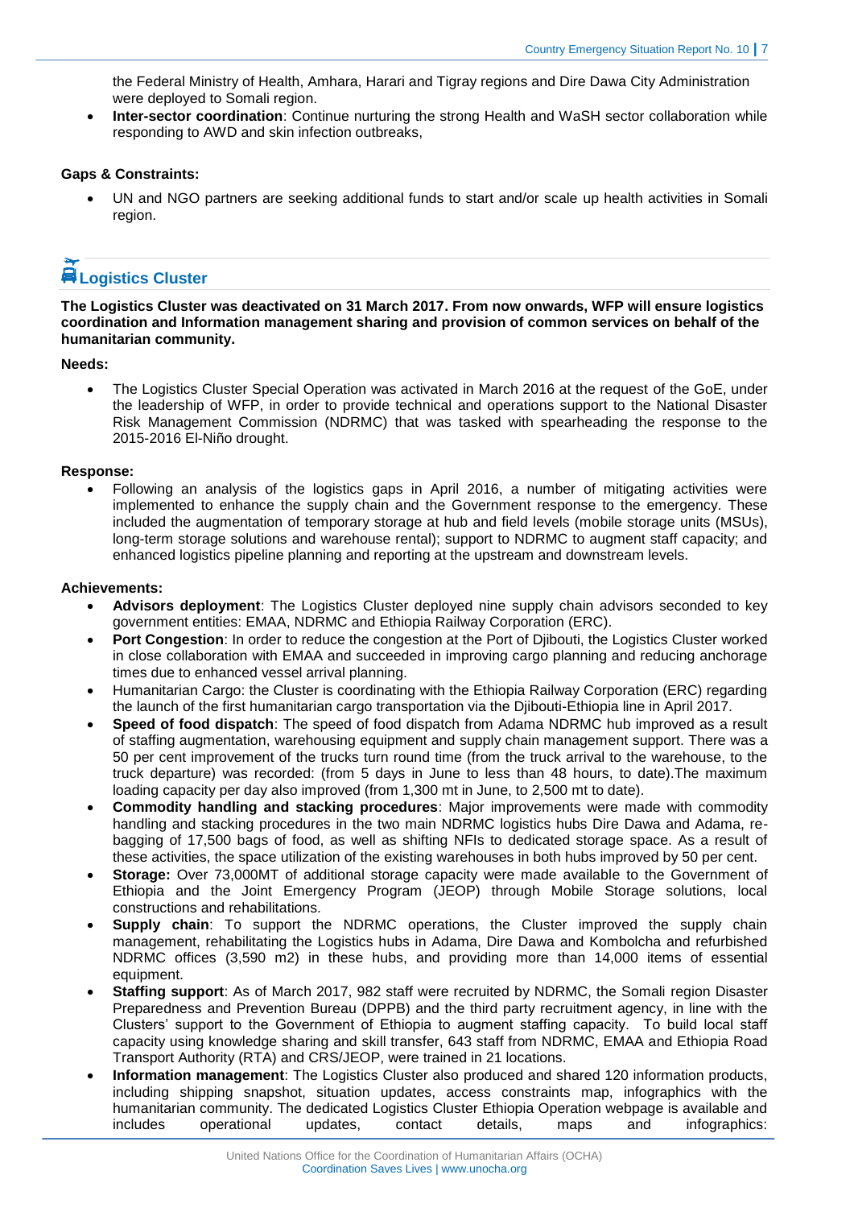the Federal Ministry of Health, Amhara, Harari and Tigray regions and Dire Dawa City Administration were deployed to Somali region.

- **Inter-sector coordination**: Continue nurturing the strong Health and WaSH sector collaboration while responding to AWD and skin infection outbreaks,

**Gaps & Constraints:**

- UN and NGO partners are seeking additional funds to start and/or scale up health activities in Somali region.

## Logistics Cluster

**The Logistics Cluster was deactivated on 31 March 2017. From now onwards, WFP will ensure logistics coordination and Information management sharing and provision of common services on behalf of the humanitarian community.**

**Needs:**

- The Logistics Cluster Special Operation was activated in March 2016 at the request of the GoE, under the leadership of WFP, in order to provide technical and operations support to the National Disaster Risk Management Commission (NDRMC) that was tasked with spearheading the response to the 2015-2016 El-Niño drought.

**Response:**

- Following an analysis of the logistics gaps in April 2016, a number of mitigating activities were implemented to enhance the supply chain and the Government response to the emergency. These included the augmentation of temporary storage at hub and field levels (mobile storage units (MSUs), long-term storage solutions and warehouse rental); support to NDRMC to augment staff capacity; and enhanced logistics pipeline planning and reporting at the upstream and downstream levels.

**Achievements:**

- **Advisors deployment**: The Logistics Cluster deployed nine supply chain advisors seconded to key government entities: EMAA, NDRMC and Ethiopia Railway Corporation (ERC).
- **Port Congestion**: In order to reduce the congestion at the Port of Djibouti, the Logistics Cluster worked in close collaboration with EMAA and succeeded in improving cargo planning and reducing anchorage times due to enhanced vessel arrival planning.
- Humanitarian Cargo: the Cluster is coordinating with the Ethiopia Railway Corporation (ERC) regarding the launch of the first humanitarian cargo transportation via the Djibouti-Ethiopia line in April 2017.
- **Speed of food dispatch**: The speed of food dispatch from Adama NDRMC hub improved as a result of staffing augmentation, warehousing equipment and supply chain management support. There was a 50 per cent improvement of the trucks turn round time (from the truck arrival to the warehouse, to the truck departure) was recorded: (from 5 days in June to less than 48 hours, to date).The maximum loading capacity per day also improved (from 1,300 mt in June, to 2,500 mt to date).
- **Commodity handling and stacking procedures**: Major improvements were made with commodity handling and stacking procedures in the two main NDRMC logistics hubs Dire Dawa and Adama, re-bagging of 17,500 bags of food, as well as shifting NFIs to dedicated storage space. As a result of these activities, the space utilization of the existing warehouses in both hubs improved by 50 per cent.
- **Storage:** Over 73,000MT of additional storage capacity were made available to the Government of Ethiopia and the Joint Emergency Program (JEOP) through Mobile Storage solutions, local constructions and rehabilitations.
- **Supply chain**: To support the NDRMC operations, the Cluster improved the supply chain management, rehabilitating the Logistics hubs in Adama, Dire Dawa and Kombolcha and refurbished NDRMC offices (3,590 m2) in these hubs, and providing more than 14,000 items of essential equipment.
- **Staffing support**: As of March 2017, 982 staff were recruited by NDRMC, the Somali region Disaster Preparedness and Prevention Bureau (DPPB) and the third party recruitment agency, in line with the Clusters' support to the Government of Ethiopia to augment staffing capacity. To build local staff capacity using knowledge sharing and skill transfer, 643 staff from NDRMC, EMAA and Ethiopia Road Transport Authority (RTA) and CRS/JEOP, were trained in 21 locations.
- **Information management**: The Logistics Cluster also produced and shared 120 information products, including shipping snapshot, situation updates, access constraints map, infographics with the humanitarian community. The dedicated Logistics Cluster Ethiopia Operation webpage is available and includes operational updates, contact details, maps and infographics: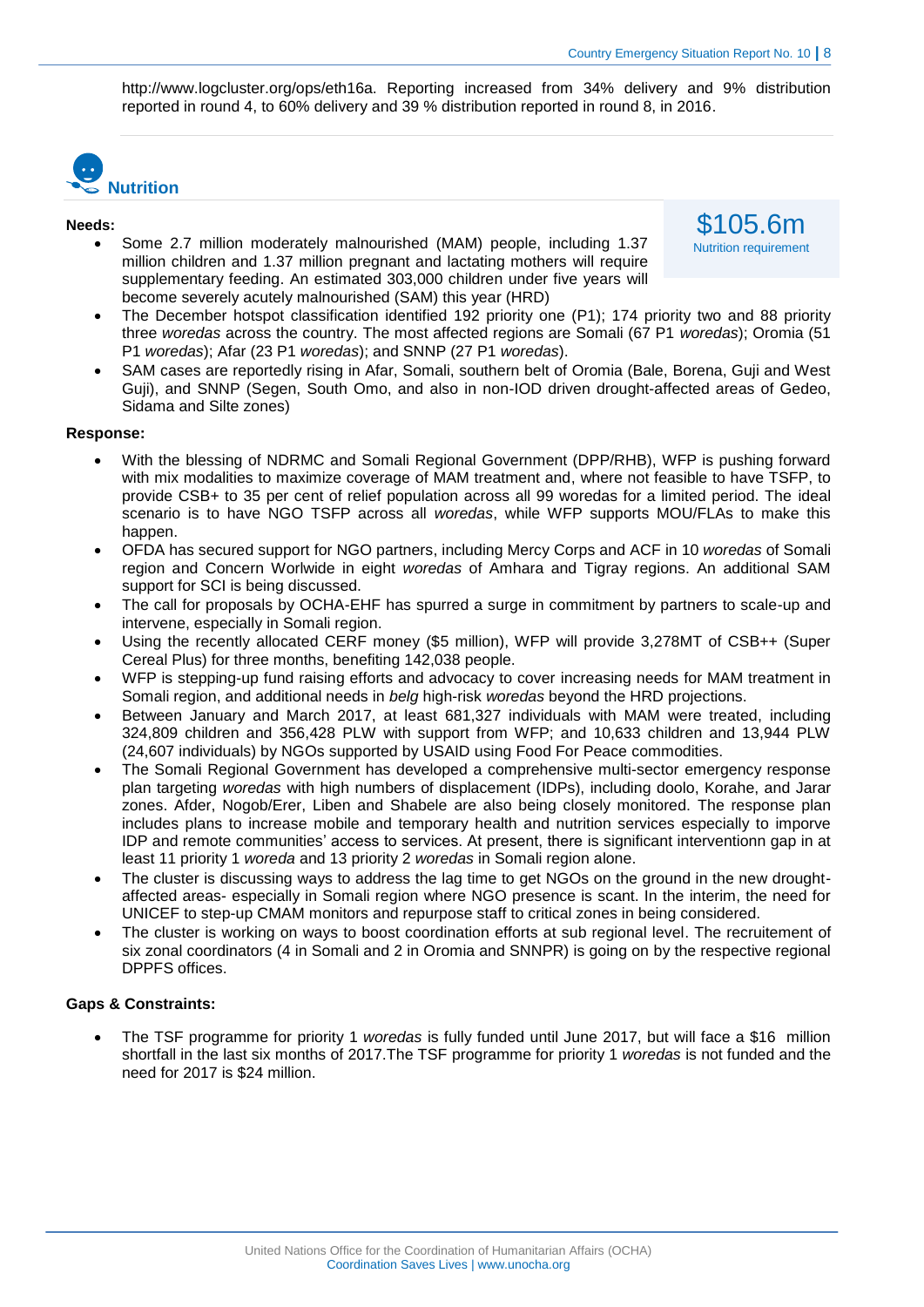http://www.logcluster.org/ops/eth16a. Reporting increased from 34% delivery and 9% distribution reported in round 4, to 60% delivery and 39 % distribution reported in round 8, in 2016.

## Nutrition

**Needs:**

$105.6m
Nutrition requirement

- Some 2.7 million moderately malnourished (MAM) people, including 1.37 million children and 1.37 million pregnant and lactating mothers will require supplementary feeding. An estimated 303,000 children under five years will become severely acutely malnourished (SAM) this year (HRD)
- The December hotspot classification identified 192 priority one (P1); 174 priority two and 88 priority three *woredas* across the country. The most affected regions are Somali (67 P1 *woredas*); Oromia (51 P1 *woredas*); Afar (23 P1 *woredas*); and SNNP (27 P1 *woredas*).
- SAM cases are reportedly rising in Afar, Somali, southern belt of Oromia (Bale, Borena, Guji and West Guji), and SNNP (Segen, South Omo, and also in non-IOD driven drought-affected areas of Gedeo, Sidama and Silte zones)

**Response:**

- With the blessing of NDRMC and Somali Regional Government (DPP/RHB), WFP is pushing forward with mix modalities to maximize coverage of MAM treatment and, where not feasible to have TSFP, to provide CSB+ to 35 per cent of relief population across all 99 woredas for a limited period. The ideal scenario is to have NGO TSFP across all *woredas*, while WFP supports MOU/FLAs to make this happen.
- OFDA has secured support for NGO partners, including Mercy Corps and ACF in 10 *woredas* of Somali region and Concern Worlwide in eight *woredas* of Amhara and Tigray regions. An additional SAM support for SCI is being discussed.
- The call for proposals by OCHA-EHF has spurred a surge in commitment by partners to scale-up and intervene, especially in Somali region.
- Using the recently allocated CERF money ($5 million), WFP will provide 3,278MT of CSB++ (Super Cereal Plus) for three months, benefiting 142,038 people.
- WFP is stepping-up fund raising efforts and advocacy to cover increasing needs for MAM treatment in Somali region, and additional needs in *belg* high-risk *woredas* beyond the HRD projections.
- Between January and March 2017, at least 681,327 individuals with MAM were treated, including 324,809 children and 356,428 PLW with support from WFP; and 10,633 children and 13,944 PLW (24,607 individuals) by NGOs supported by USAID using Food For Peace commodities.
- The Somali Regional Government has developed a comprehensive multi-sector emergency response plan targeting *woredas* with high numbers of displacement (IDPs), including doolo, Korahe, and Jarar zones. Afder, Nogob/Erer, Liben and Shabele are also being closely monitored. The response plan includes plans to increase mobile and temporary health and nutrition services especially to imporve IDP and remote communities' access to services. At present, there is significant interventionn gap in at least 11 priority 1 *woreda* and 13 priority 2 *woredas* in Somali region alone.
- The cluster is discussing ways to address the lag time to get NGOs on the ground in the new drought-affected areas- especially in Somali region where NGO presence is scant. In the interim, the need for UNICEF to step-up CMAM monitors and repurpose staff to critical zones in being considered.
- The cluster is working on ways to boost coordination efforts at sub regional level. The recruitement of six zonal coordinators (4 in Somali and 2 in Oromia and SNNPR) is going on by the respective regional DPPFS offices.

**Gaps & Constraints:**

- The TSF programme for priority 1 *woredas* is fully funded until June 2017, but will face a $16 million shortfall in the last six months of 2017.The TSF programme for priority 1 *woredas* is not funded and the need for 2017 is $24 million.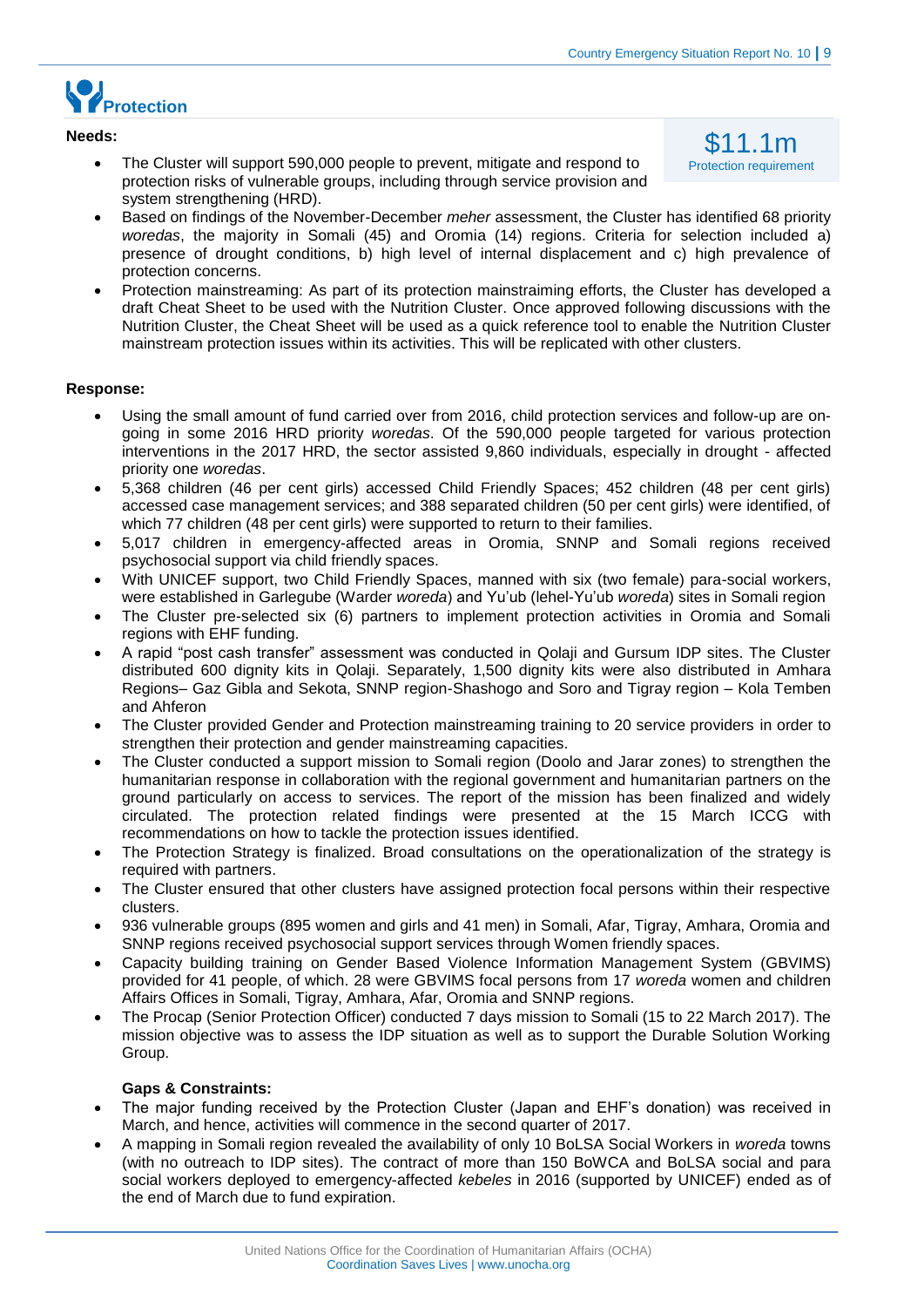## Protection

**Needs:**

$11.1m
Protection requirement

- The Cluster will support 590,000 people to prevent, mitigate and respond to protection risks of vulnerable groups, including through service provision and system strengthening (HRD).
- Based on findings of the November-December *meher* assessment, the Cluster has identified 68 priority *woredas*, the majority in Somali (45) and Oromia (14) regions. Criteria for selection included a) presence of drought conditions, b) high level of internal displacement and c) high prevalence of protection concerns.
- Protection mainstreaming: As part of its protection mainstraiming efforts, the Cluster has developed a draft Cheat Sheet to be used with the Nutrition Cluster. Once approved following discussions with the Nutrition Cluster, the Cheat Sheet will be used as a quick reference tool to enable the Nutrition Cluster mainstream protection issues within its activities. This will be replicated with other clusters.

**Response:**

- Using the small amount of fund carried over from 2016, child protection services and follow-up are on-going in some 2016 HRD priority *woredas*. Of the 590,000 people targeted for various protection interventions in the 2017 HRD, the sector assisted 9,860 individuals, especially in drought - affected priority one *woredas*.
- 5,368 children (46 per cent girls) accessed Child Friendly Spaces; 452 children (48 per cent girls) accessed case management services; and 388 separated children (50 per cent girls) were identified, of which 77 children (48 per cent girls) were supported to return to their families.
- 5,017 children in emergency-affected areas in Oromia, SNNP and Somali regions received psychosocial support via child friendly spaces.
- With UNICEF support, two Child Friendly Spaces, manned with six (two female) para-social workers, were established in Garlegube (Warder *woreda*) and Yu'ub (lehel-Yu'ub *woreda*) sites in Somali region
- The Cluster pre-selected six (6) partners to implement protection activities in Oromia and Somali regions with EHF funding.
- A rapid "post cash transfer" assessment was conducted in Qolaji and Gursum IDP sites. The Cluster distributed 600 dignity kits in Qolaji. Separately, 1,500 dignity kits were also distributed in Amhara Regions– Gaz Gibla and Sekota, SNNP region-Shashogo and Soro and Tigray region – Kola Temben and Ahferon
- The Cluster provided Gender and Protection mainstreaming training to 20 service providers in order to strengthen their protection and gender mainstreaming capacities.
- The Cluster conducted a support mission to Somali region (Doolo and Jarar zones) to strengthen the humanitarian response in collaboration with the regional government and humanitarian partners on the ground particularly on access to services. The report of the mission has been finalized and widely circulated. The protection related findings were presented at the 15 March ICCG with recommendations on how to tackle the protection issues identified.
- The Protection Strategy is finalized. Broad consultations on the operationalization of the strategy is required with partners.
- The Cluster ensured that other clusters have assigned protection focal persons within their respective clusters.
- 936 vulnerable groups (895 women and girls and 41 men) in Somali, Afar, Tigray, Amhara, Oromia and SNNP regions received psychosocial support services through Women friendly spaces.
- Capacity building training on Gender Based Violence Information Management System (GBVIMS) provided for 41 people, of which. 28 were GBVIMS focal persons from 17 *woreda* women and children Affairs Offices in Somali, Tigray, Amhara, Afar, Oromia and SNNP regions.
- The Procap (Senior Protection Officer) conducted 7 days mission to Somali (15 to 22 March 2017). The mission objective was to assess the IDP situation as well as to support the Durable Solution Working Group.

**Gaps & Constraints:**

- The major funding received by the Protection Cluster (Japan and EHF's donation) was received in March, and hence, activities will commence in the second quarter of 2017.
- A mapping in Somali region revealed the availability of only 10 BoLSA Social Workers in *woreda* towns (with no outreach to IDP sites). The contract of more than 150 BoWCA and BoLSA social and para social workers deployed to emergency-affected *kebeles* in 2016 (supported by UNICEF) ended as of the end of March due to fund expiration.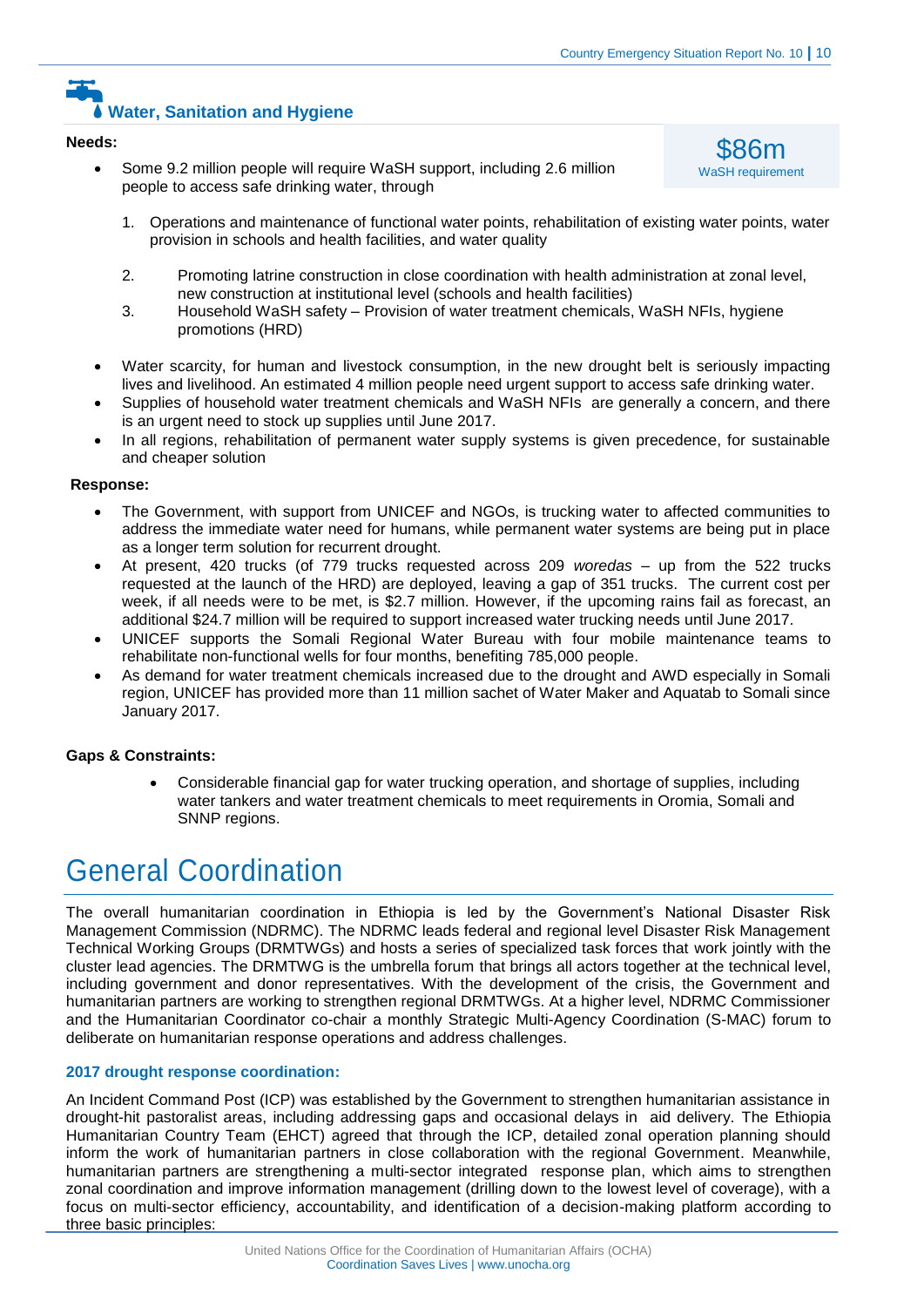## Water, Sanitation and Hygiene

**Needs:**

**$86m**
WaSH requirement

- Some 9.2 million people will require WaSH support, including 2.6 million people to access safe drinking water, through

    1. Operations and maintenance of functional water points, rehabilitation of existing water points, water provision in schools and health facilities, and water quality
    2. Promoting latrine construction in close coordination with health administration at zonal level, new construction at institutional level (schools and health facilities)
    3. Household WaSH safety – Provision of water treatment chemicals, WaSH NFIs, hygiene promotions (HRD)

- Water scarcity, for human and livestock consumption, in the new drought belt is seriously impacting lives and livelihood. An estimated 4 million people need urgent support to access safe drinking water.
- Supplies of household water treatment chemicals and WaSH NFIs are generally a concern, and there is an urgent need to stock up supplies until June 2017.
- In all regions, rehabilitation of permanent water supply systems is given precedence, for sustainable and cheaper solution

**Response:**

- The Government, with support from UNICEF and NGOs, is trucking water to affected communities to address the immediate water need for humans, while permanent water systems are being put in place as a longer term solution for recurrent drought.
- At present, 420 trucks (of 779 trucks requested across 209 *woredas* – up from the 522 trucks requested at the launch of the HRD) are deployed, leaving a gap of 351 trucks. The current cost per week, if all needs were to be met, is $2.7 million. However, if the upcoming rains fail as forecast, an additional $24.7 million will be required to support increased water trucking needs until June 2017.
- UNICEF supports the Somali Regional Water Bureau with four mobile maintenance teams to rehabilitate non-functional wells for four months, benefiting 785,000 people.
- As demand for water treatment chemicals increased due to the drought and AWD especially in Somali region, UNICEF has provided more than 11 million sachet of Water Maker and Aquatab to Somali since January 2017.

**Gaps & Constraints:**

- Considerable financial gap for water trucking operation, and shortage of supplies, including water tankers and water treatment chemicals to meet requirements in Oromia, Somali and SNNP regions.

# General Coordination

The overall humanitarian coordination in Ethiopia is led by the Government's National Disaster Risk Management Commission (NDRMC). The NDRMC leads federal and regional level Disaster Risk Management Technical Working Groups (DRMTWGs) and hosts a series of specialized task forces that work jointly with the cluster lead agencies. The DRMTWG is the umbrella forum that brings all actors together at the technical level, including government and donor representatives. With the development of the crisis, the Government and humanitarian partners are working to strengthen regional DRMTWGs. At a higher level, NDRMC Commissioner and the Humanitarian Coordinator co-chair a monthly Strategic Multi-Agency Coordination (S-MAC) forum to deliberate on humanitarian response operations and address challenges.

### 2017 drought response coordination:

An Incident Command Post (ICP) was established by the Government to strengthen humanitarian assistance in drought-hit pastoralist areas, including addressing gaps and occasional delays in aid delivery. The Ethiopia Humanitarian Country Team (EHCT) agreed that through the ICP, detailed zonal operation planning should inform the work of humanitarian partners in close collaboration with the regional Government. Meanwhile, humanitarian partners are strengthening a multi-sector integrated response plan, which aims to strengthen zonal coordination and improve information management (drilling down to the lowest level of coverage), with a focus on multi-sector efficiency, accountability, and identification of a decision-making platform according to three basic principles: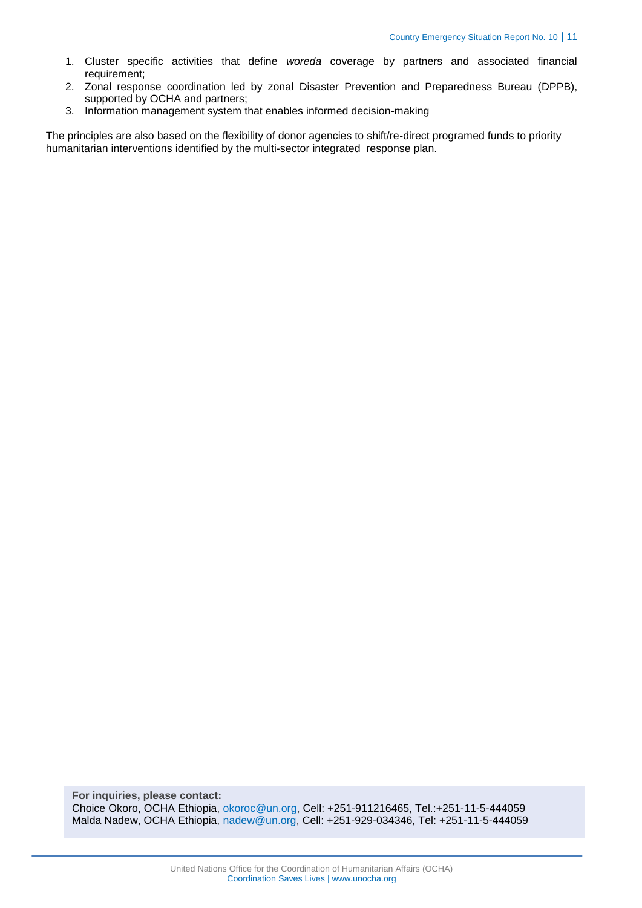1. Cluster specific activities that define *woreda* coverage by partners and associated financial requirement;
2. Zonal response coordination led by zonal Disaster Prevention and Preparedness Bureau (DPPB), supported by OCHA and partners;
3. Information management system that enables informed decision-making

The principles are also based on the flexibility of donor agencies to shift/re-direct programed funds to priority humanitarian interventions identified by the multi-sector integrated response plan.

**For inquiries, please contact:**
Choice Okoro, OCHA Ethiopia, okoroc@un.org, Cell: +251-911216465, Tel.:+251-11-5-444059
Malda Nadew, OCHA Ethiopia, nadew@un.org, Cell: +251-929-034346, Tel: +251-11-5-444059